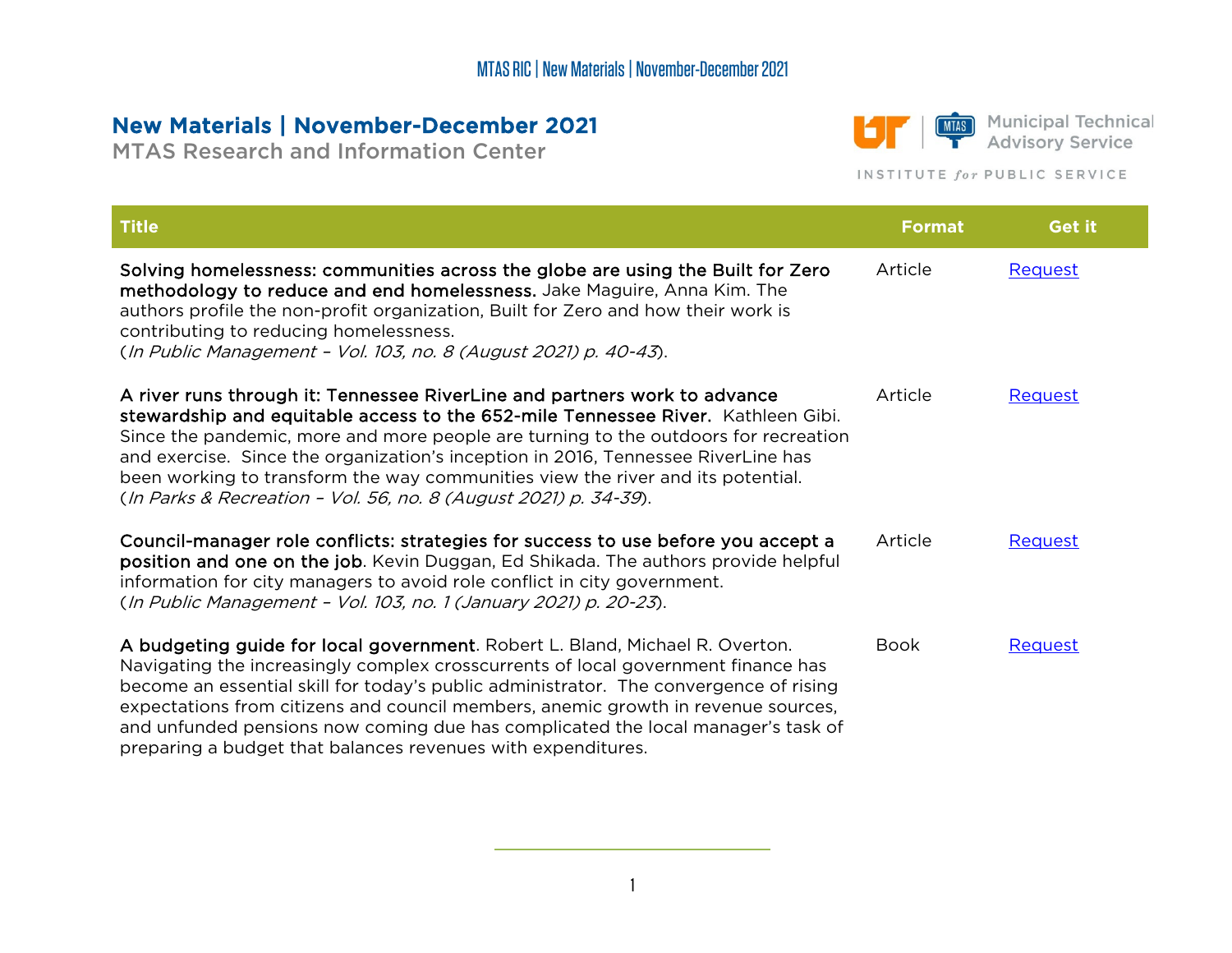# New Materials | November-December 2021

## MTAS Research and Information Center

Municipal Technical Advisory Service

INSTITUTE *for* PUBLIC SERVICE

| Title | Format | Get it |
|---|---|---|
| Solving homelessness: communities across the globe are using the Built for Zero methodology to reduce and end homelessness. Jake Maguire, Anna Kim. The authors profile the non-profit organization, Built for Zero and how their work is contributing to reducing homelessness. (*In Public Management – Vol. 103, no. 8 (August 2021) p. 40-43*). | Article | Request |
| A river runs through it: Tennessee RiverLine and partners work to advance stewardship and equitable access to the 652-mile Tennessee River. Kathleen Gibi. Since the pandemic, more and more people are turning to the outdoors for recreation and exercise. Since the organization's inception in 2016, Tennessee RiverLine has been working to transform the way communities view the river and its potential. (*In Parks & Recreation – Vol. 56, no. 8 (August 2021) p. 34-39*). | Article | Request |
| Council-manager role conflicts: strategies for success to use before you accept a position and one on the job. Kevin Duggan, Ed Shikada. The authors provide helpful information for city managers to avoid role conflict in city government. (*In Public Management – Vol. 103, no. 1 (January 2021) p. 20-23*). | Article | Request |
| A budgeting guide for local government. Robert L. Bland, Michael R. Overton. Navigating the increasingly complex crosscurrents of local government finance has become an essential skill for today's public administrator. The convergence of rising expectations from citizens and council members, anemic growth in revenue sources, and unfunded pensions now coming due has complicated the local manager's task of preparing a budget that balances revenues with expenditures. | Book | Request |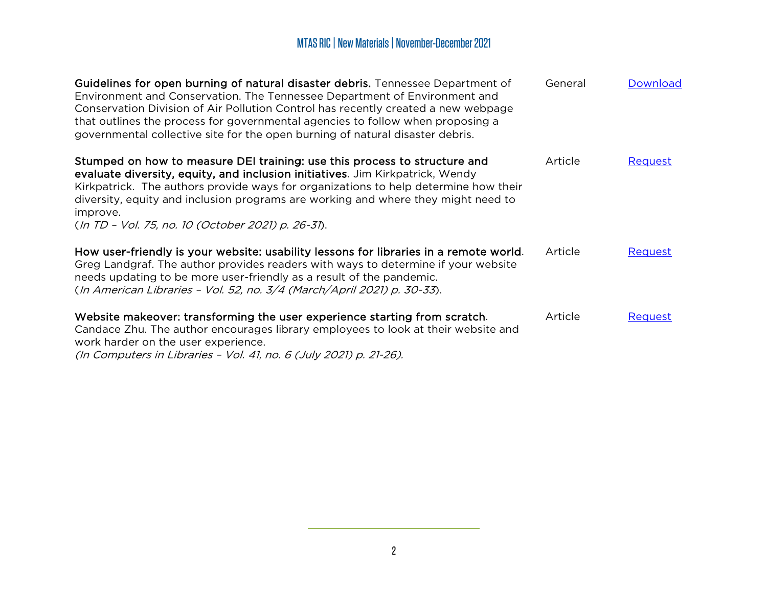| | | |
|---|---|---|
| **Guidelines for open burning of natural disaster debris.** Tennessee Department of Environment and Conservation. The Tennessee Department of Environment and Conservation Division of Air Pollution Control has recently created a new webpage that outlines the process for governmental agencies to follow when proposing a governmental collective site for the open burning of natural disaster debris. | General | Download |
| **Stumped on how to measure DEI training: use this process to structure and evaluate diversity, equity, and inclusion initiatives**. Jim Kirkpatrick, Wendy Kirkpatrick. The authors provide ways for organizations to help determine how their diversity, equity and inclusion programs are working and where they might need to improve. (*In TD – Vol. 75, no. 10 (October 2021) p. 26-31*). | Article | Request |
| **How user-friendly is your website: usability lessons for libraries in a remote world**. Greg Landgraf. The author provides readers with ways to determine if your website needs updating to be more user-friendly as a result of the pandemic. (*In American Libraries – Vol. 52, no. 3/4 (March/April 2021) p. 30-33*). | Article | Request |
| **Website makeover: transforming the user experience starting from scratch**. Candace Zhu. The author encourages library employees to look at their website and work harder on the user experience. *(In Computers in Libraries – Vol. 41, no. 6 (July 2021) p. 21-26).* | Article | Request |